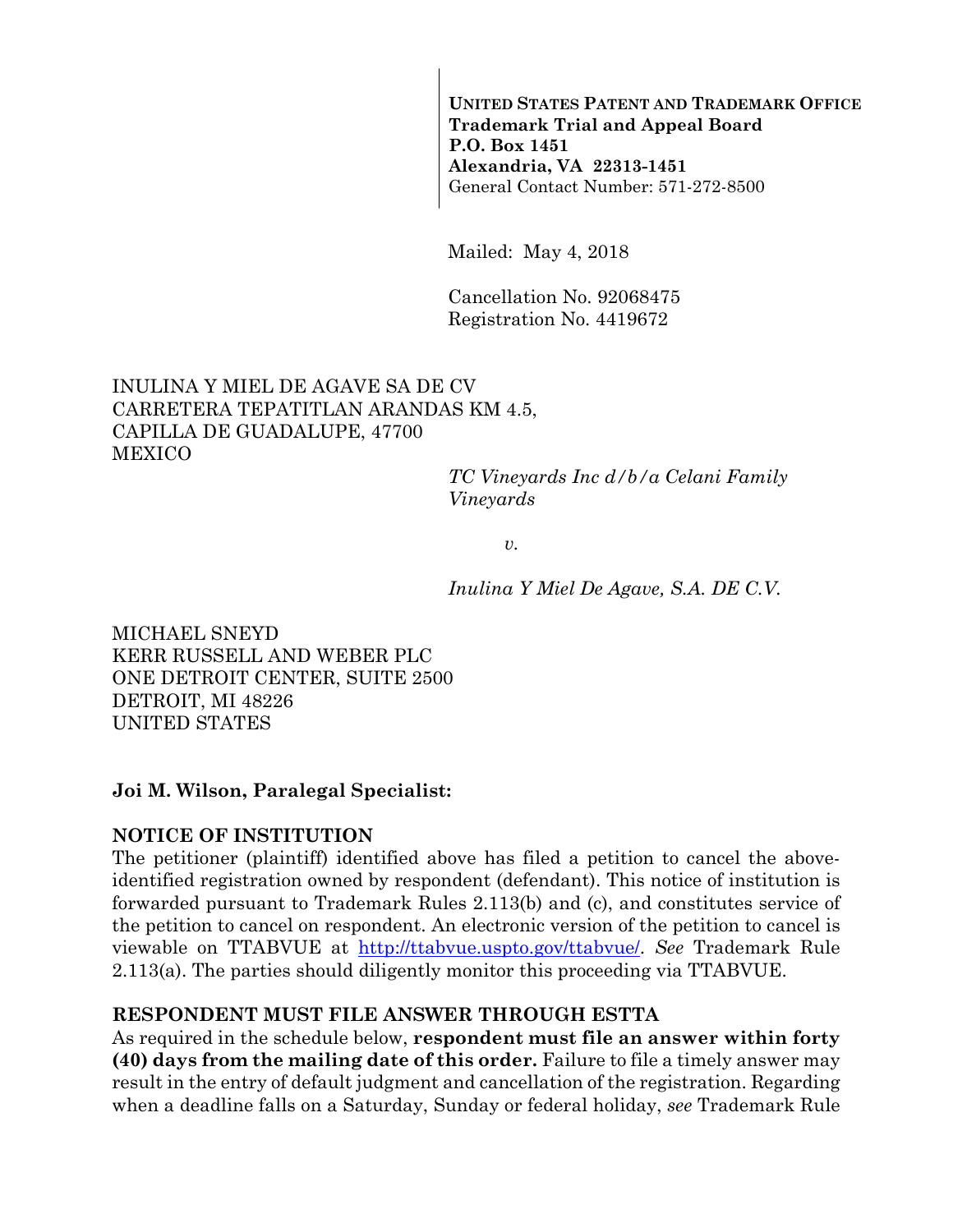**UNITED STATES PATENT AND TRADEMARK OFFICE**
**Trademark Trial and Appeal Board**
**P.O. Box 1451**
**Alexandria, VA 22313-1451**
General Contact Number: 571-272-8500

Mailed: May 4, 2018

Cancellation No. 92068475
Registration No. 4419672

INULINA Y MIEL DE AGAVE SA DE CV
CARRETERA TEPATITLAN ARANDAS KM 4.5,
CAPILLA DE GUADALUPE, 47700
MEXICO

*TC Vineyards Inc d/b/a Celani Family Vineyards*

*v.*

*Inulina Y Miel De Agave, S.A. DE C.V.*

MICHAEL SNEYD
KERR RUSSELL AND WEBER PLC
ONE DETROIT CENTER, SUITE 2500
DETROIT, MI 48226
UNITED STATES

**Joi M. Wilson, Paralegal Specialist:**

**NOTICE OF INSTITUTION**

The petitioner (plaintiff) identified above has filed a petition to cancel the above-identified registration owned by respondent (defendant). This notice of institution is forwarded pursuant to Trademark Rules 2.113(b) and (c), and constitutes service of the petition to cancel on respondent. An electronic version of the petition to cancel is viewable on TTABVUE at http://ttabvue.uspto.gov/ttabvue/. *See* Trademark Rule 2.113(a). The parties should diligently monitor this proceeding via TTABVUE.

**RESPONDENT MUST FILE ANSWER THROUGH ESTTA**

As required in the schedule below, **respondent must file an answer within forty (40) days from the mailing date of this order.** Failure to file a timely answer may result in the entry of default judgment and cancellation of the registration. Regarding when a deadline falls on a Saturday, Sunday or federal holiday, *see* Trademark Rule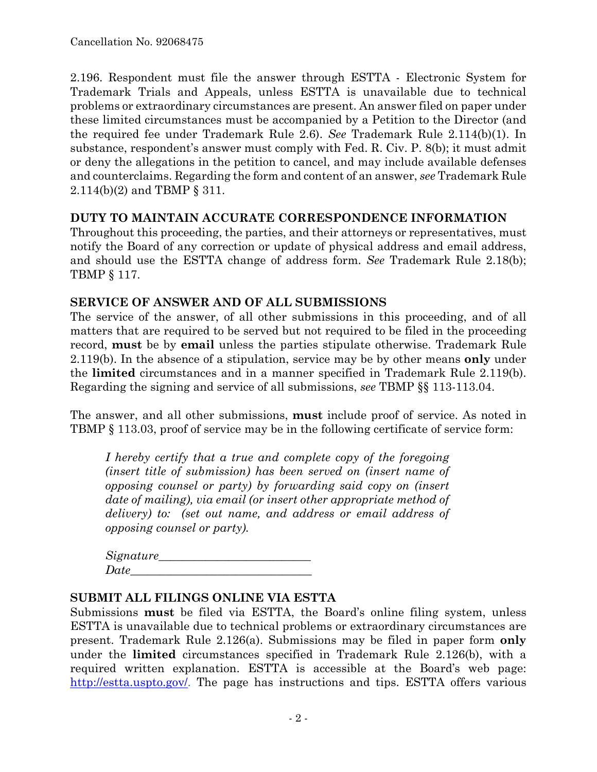2.196. Respondent must file the answer through ESTTA - Electronic System for Trademark Trials and Appeals, unless ESTTA is unavailable due to technical problems or extraordinary circumstances are present. An answer filed on paper under these limited circumstances must be accompanied by a Petition to the Director (and the required fee under Trademark Rule 2.6). *See* Trademark Rule 2.114(b)(1). In substance, respondent's answer must comply with Fed. R. Civ. P. 8(b); it must admit or deny the allegations in the petition to cancel, and may include available defenses and counterclaims. Regarding the form and content of an answer, *see* Trademark Rule 2.114(b)(2) and TBMP § 311.

## DUTY TO MAINTAIN ACCURATE CORRESPONDENCE INFORMATION

Throughout this proceeding, the parties, and their attorneys or representatives, must notify the Board of any correction or update of physical address and email address, and should use the ESTTA change of address form. *See* Trademark Rule 2.18(b); TBMP § 117.

## SERVICE OF ANSWER AND OF ALL SUBMISSIONS

The service of the answer, of all other submissions in this proceeding, and of all matters that are required to be served but not required to be filed in the proceeding record, **must** be by **email** unless the parties stipulate otherwise. Trademark Rule 2.119(b). In the absence of a stipulation, service may be by other means **only** under the **limited** circumstances and in a manner specified in Trademark Rule 2.119(b). Regarding the signing and service of all submissions, *see* TBMP §§ 113-113.04.

The answer, and all other submissions, **must** include proof of service. As noted in TBMP § 113.03, proof of service may be in the following certificate of service form:

> *I hereby certify that a true and complete copy of the foregoing (insert title of submission) has been served on (insert name of opposing counsel or party) by forwarding said copy on (insert date of mailing), via email (or insert other appropriate method of delivery) to: (set out name, and address or email address of opposing counsel or party).*
>
> *Signature*_________________________
> *Date*______________________________

## SUBMIT ALL FILINGS ONLINE VIA ESTTA

Submissions **must** be filed via ESTTA, the Board's online filing system, unless ESTTA is unavailable due to technical problems or extraordinary circumstances are present. Trademark Rule 2.126(a). Submissions may be filed in paper form **only** under the **limited** circumstances specified in Trademark Rule 2.126(b), with a required written explanation. ESTTA is accessible at the Board's web page: http://estta.uspto.gov/. The page has instructions and tips. ESTTA offers various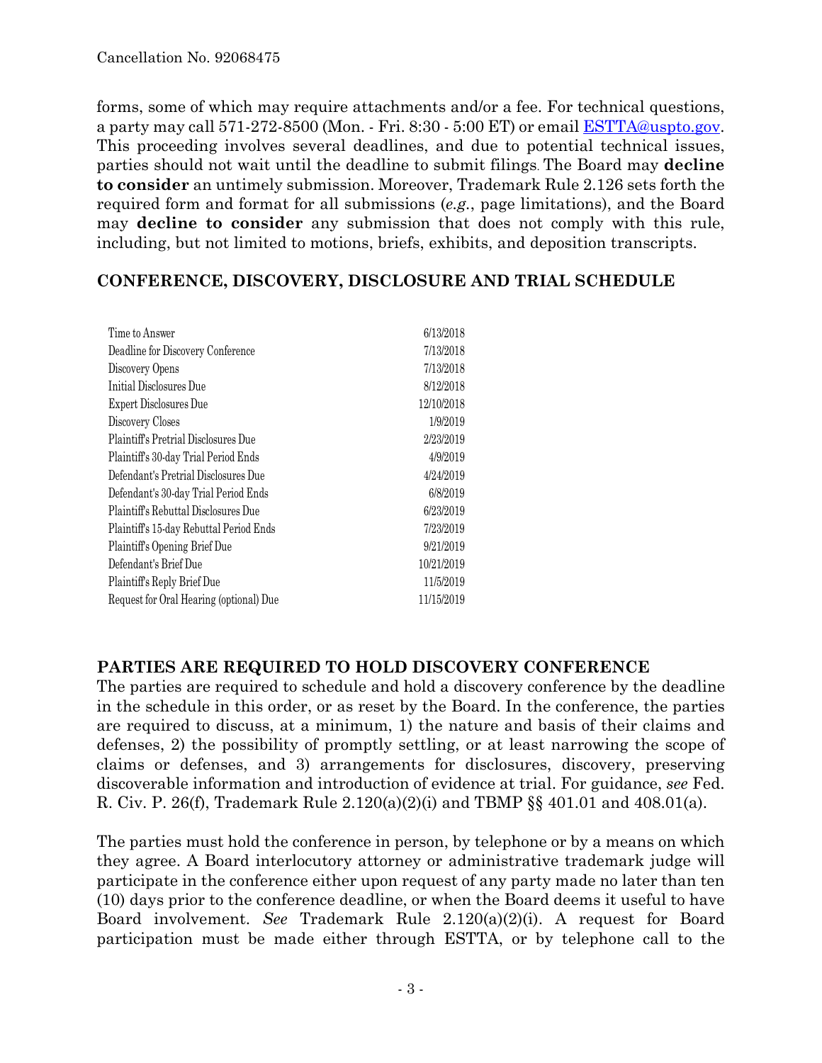forms, some of which may require attachments and/or a fee. For technical questions, a party may call 571-272-8500 (Mon. - Fri. 8:30 - 5:00 ET) or email ESTTA@uspto.gov. This proceeding involves several deadlines, and due to potential technical issues, parties should not wait until the deadline to submit filings. The Board may **decline to consider** an untimely submission. Moreover, Trademark Rule 2.126 sets forth the required form and format for all submissions (*e.g.*, page limitations), and the Board may **decline to consider** any submission that does not comply with this rule, including, but not limited to motions, briefs, exhibits, and deposition transcripts.

## CONFERENCE, DISCOVERY, DISCLOSURE AND TRIAL SCHEDULE

| | |
|---|---|
| Time to Answer | 6/13/2018 |
| Deadline for Discovery Conference | 7/13/2018 |
| Discovery Opens | 7/13/2018 |
| Initial Disclosures Due | 8/12/2018 |
| Expert Disclosures Due | 12/10/2018 |
| Discovery Closes | 1/9/2019 |
| Plaintiff's Pretrial Disclosures Due | 2/23/2019 |
| Plaintiff's 30-day Trial Period Ends | 4/9/2019 |
| Defendant's Pretrial Disclosures Due | 4/24/2019 |
| Defendant's 30-day Trial Period Ends | 6/8/2019 |
| Plaintiff's Rebuttal Disclosures Due | 6/23/2019 |
| Plaintiff's 15-day Rebuttal Period Ends | 7/23/2019 |
| Plaintiff's Opening Brief Due | 9/21/2019 |
| Defendant's Brief Due | 10/21/2019 |
| Plaintiff's Reply Brief Due | 11/5/2019 |
| Request for Oral Hearing (optional) Due | 11/15/2019 |

## PARTIES ARE REQUIRED TO HOLD DISCOVERY CONFERENCE

The parties are required to schedule and hold a discovery conference by the deadline in the schedule in this order, or as reset by the Board. In the conference, the parties are required to discuss, at a minimum, 1) the nature and basis of their claims and defenses, 2) the possibility of promptly settling, or at least narrowing the scope of claims or defenses, and 3) arrangements for disclosures, discovery, preserving discoverable information and introduction of evidence at trial. For guidance, *see* Fed. R. Civ. P. 26(f), Trademark Rule 2.120(a)(2)(i) and TBMP §§ 401.01 and 408.01(a).

The parties must hold the conference in person, by telephone or by a means on which they agree. A Board interlocutory attorney or administrative trademark judge will participate in the conference either upon request of any party made no later than ten (10) days prior to the conference deadline, or when the Board deems it useful to have Board involvement. *See* Trademark Rule 2.120(a)(2)(i). A request for Board participation must be made either through ESTTA, or by telephone call to the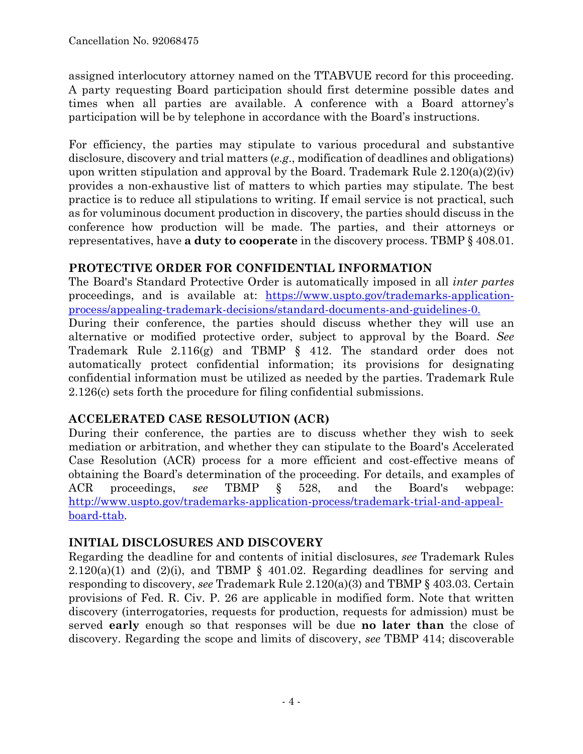assigned interlocutory attorney named on the TTABVUE record for this proceeding. A party requesting Board participation should first determine possible dates and times when all parties are available. A conference with a Board attorney's participation will be by telephone in accordance with the Board's instructions.

For efficiency, the parties may stipulate to various procedural and substantive disclosure, discovery and trial matters (*e.g.*, modification of deadlines and obligations) upon written stipulation and approval by the Board. Trademark Rule 2.120(a)(2)(iv) provides a non-exhaustive list of matters to which parties may stipulate. The best practice is to reduce all stipulations to writing. If email service is not practical, such as for voluminous document production in discovery, the parties should discuss in the conference how production will be made. The parties, and their attorneys or representatives, have **a duty to cooperate** in the discovery process. TBMP § 408.01.

## PROTECTIVE ORDER FOR CONFIDENTIAL INFORMATION

The Board's Standard Protective Order is automatically imposed in all *inter partes* proceedings, and is available at: [https://www.uspto.gov/trademarks-application-process/appealing-trademark-decisions/standard-documents-and-guidelines-0.](https://www.uspto.gov/trademarks-application-process/appealing-trademark-decisions/standard-documents-and-guidelines-0)
During their conference, the parties should discuss whether they will use an alternative or modified protective order, subject to approval by the Board. *See* Trademark Rule 2.116(g) and TBMP § 412. The standard order does not automatically protect confidential information; its provisions for designating confidential information must be utilized as needed by the parties. Trademark Rule 2.126(c) sets forth the procedure for filing confidential submissions.

## ACCELERATED CASE RESOLUTION (ACR)

During their conference, the parties are to discuss whether they wish to seek mediation or arbitration, and whether they can stipulate to the Board's Accelerated Case Resolution (ACR) process for a more efficient and cost-effective means of obtaining the Board's determination of the proceeding. For details, and examples of ACR proceedings, *see* TBMP § 528, and the Board's webpage: [http://www.uspto.gov/trademarks-application-process/trademark-trial-and-appeal-board-ttab](http://www.uspto.gov/trademarks-application-process/trademark-trial-and-appeal-board-ttab).

## INITIAL DISCLOSURES AND DISCOVERY

Regarding the deadline for and contents of initial disclosures, *see* Trademark Rules 2.120(a)(1) and (2)(i), and TBMP § 401.02. Regarding deadlines for serving and responding to discovery, *see* Trademark Rule 2.120(a)(3) and TBMP § 403.03. Certain provisions of Fed. R. Civ. P. 26 are applicable in modified form. Note that written discovery (interrogatories, requests for production, requests for admission) must be served **early** enough so that responses will be due **no later than** the close of discovery. Regarding the scope and limits of discovery, *see* TBMP 414; discoverable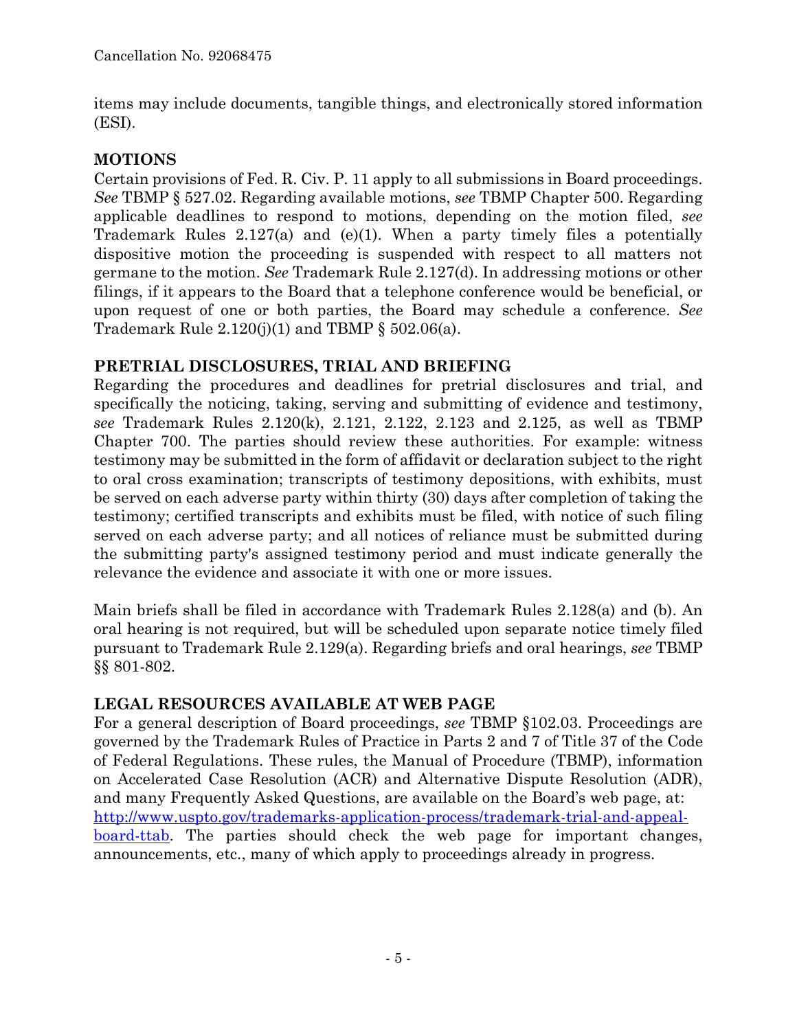items may include documents, tangible things, and electronically stored information (ESI).

## MOTIONS

Certain provisions of Fed. R. Civ. P. 11 apply to all submissions in Board proceedings. *See* TBMP § 527.02. Regarding available motions, *see* TBMP Chapter 500. Regarding applicable deadlines to respond to motions, depending on the motion filed, *see* Trademark Rules 2.127(a) and (e)(1). When a party timely files a potentially dispositive motion the proceeding is suspended with respect to all matters not germane to the motion. *See* Trademark Rule 2.127(d). In addressing motions or other filings, if it appears to the Board that a telephone conference would be beneficial, or upon request of one or both parties, the Board may schedule a conference. *See* Trademark Rule 2.120(j)(1) and TBMP § 502.06(a).

## PRETRIAL DISCLOSURES, TRIAL AND BRIEFING

Regarding the procedures and deadlines for pretrial disclosures and trial, and specifically the noticing, taking, serving and submitting of evidence and testimony, *see* Trademark Rules 2.120(k), 2.121, 2.122, 2.123 and 2.125, as well as TBMP Chapter 700. The parties should review these authorities. For example: witness testimony may be submitted in the form of affidavit or declaration subject to the right to oral cross examination; transcripts of testimony depositions, with exhibits, must be served on each adverse party within thirty (30) days after completion of taking the testimony; certified transcripts and exhibits must be filed, with notice of such filing served on each adverse party; and all notices of reliance must be submitted during the submitting party's assigned testimony period and must indicate generally the relevance the evidence and associate it with one or more issues.

Main briefs shall be filed in accordance with Trademark Rules 2.128(a) and (b). An oral hearing is not required, but will be scheduled upon separate notice timely filed pursuant to Trademark Rule 2.129(a). Regarding briefs and oral hearings, *see* TBMP §§ 801-802.

## LEGAL RESOURCES AVAILABLE AT WEB PAGE

For a general description of Board proceedings, *see* TBMP §102.03. Proceedings are governed by the Trademark Rules of Practice in Parts 2 and 7 of Title 37 of the Code of Federal Regulations. These rules, the Manual of Procedure (TBMP), information on Accelerated Case Resolution (ACR) and Alternative Dispute Resolution (ADR), and many Frequently Asked Questions, are available on the Board's web page, at: [http://www.uspto.gov/trademarks-application-process/trademark-trial-and-appeal-board-ttab](http://www.uspto.gov/trademarks-application-process/trademark-trial-and-appeal-board-ttab). The parties should check the web page for important changes, announcements, etc., many of which apply to proceedings already in progress.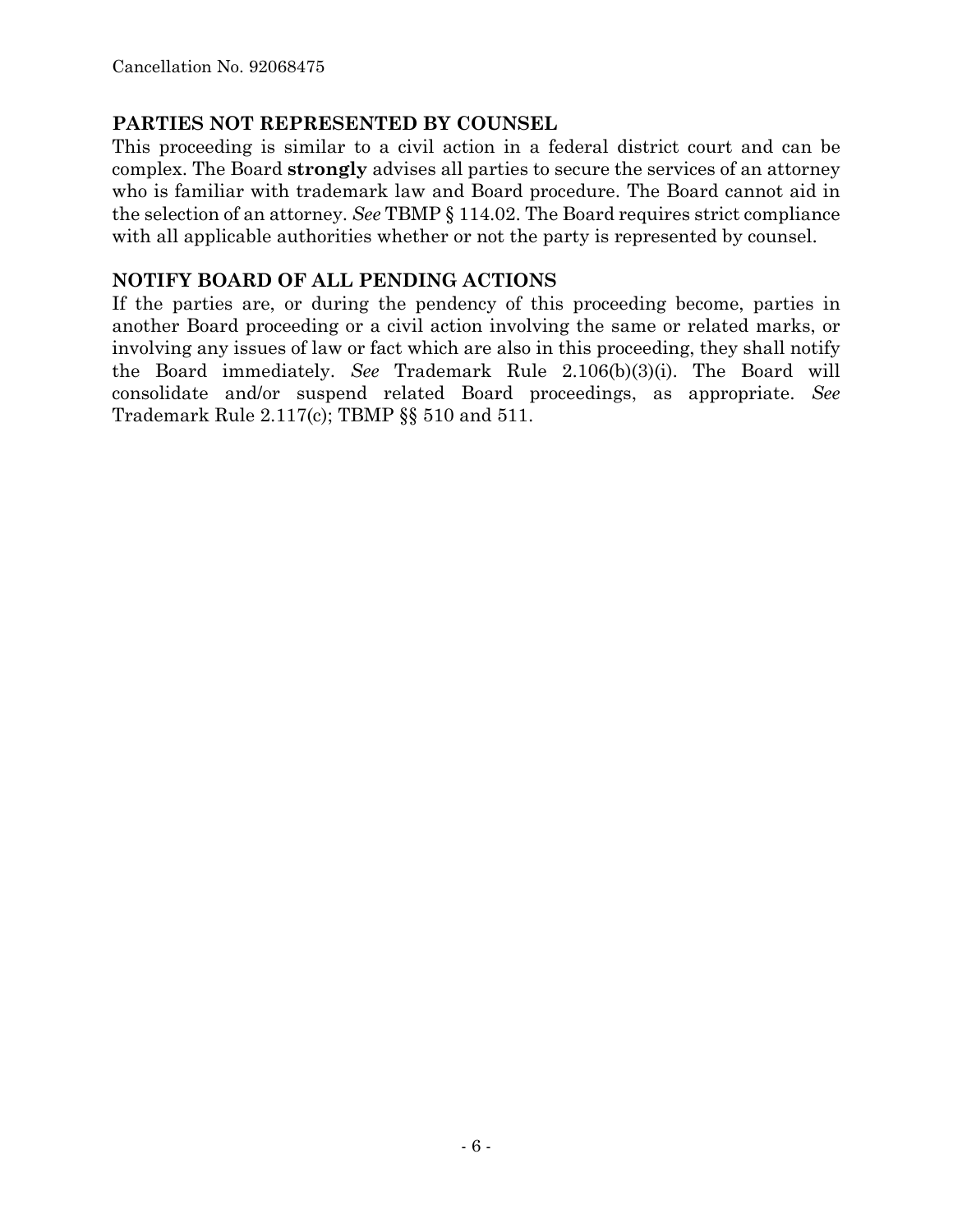## PARTIES NOT REPRESENTED BY COUNSEL

This proceeding is similar to a civil action in a federal district court and can be complex. The Board **strongly** advises all parties to secure the services of an attorney who is familiar with trademark law and Board procedure. The Board cannot aid in the selection of an attorney. *See* TBMP § 114.02. The Board requires strict compliance with all applicable authorities whether or not the party is represented by counsel.

## NOTIFY BOARD OF ALL PENDING ACTIONS

If the parties are, or during the pendency of this proceeding become, parties in another Board proceeding or a civil action involving the same or related marks, or involving any issues of law or fact which are also in this proceeding, they shall notify the Board immediately. *See* Trademark Rule 2.106(b)(3)(i). The Board will consolidate and/or suspend related Board proceedings, as appropriate. *See* Trademark Rule 2.117(c); TBMP §§ 510 and 511.